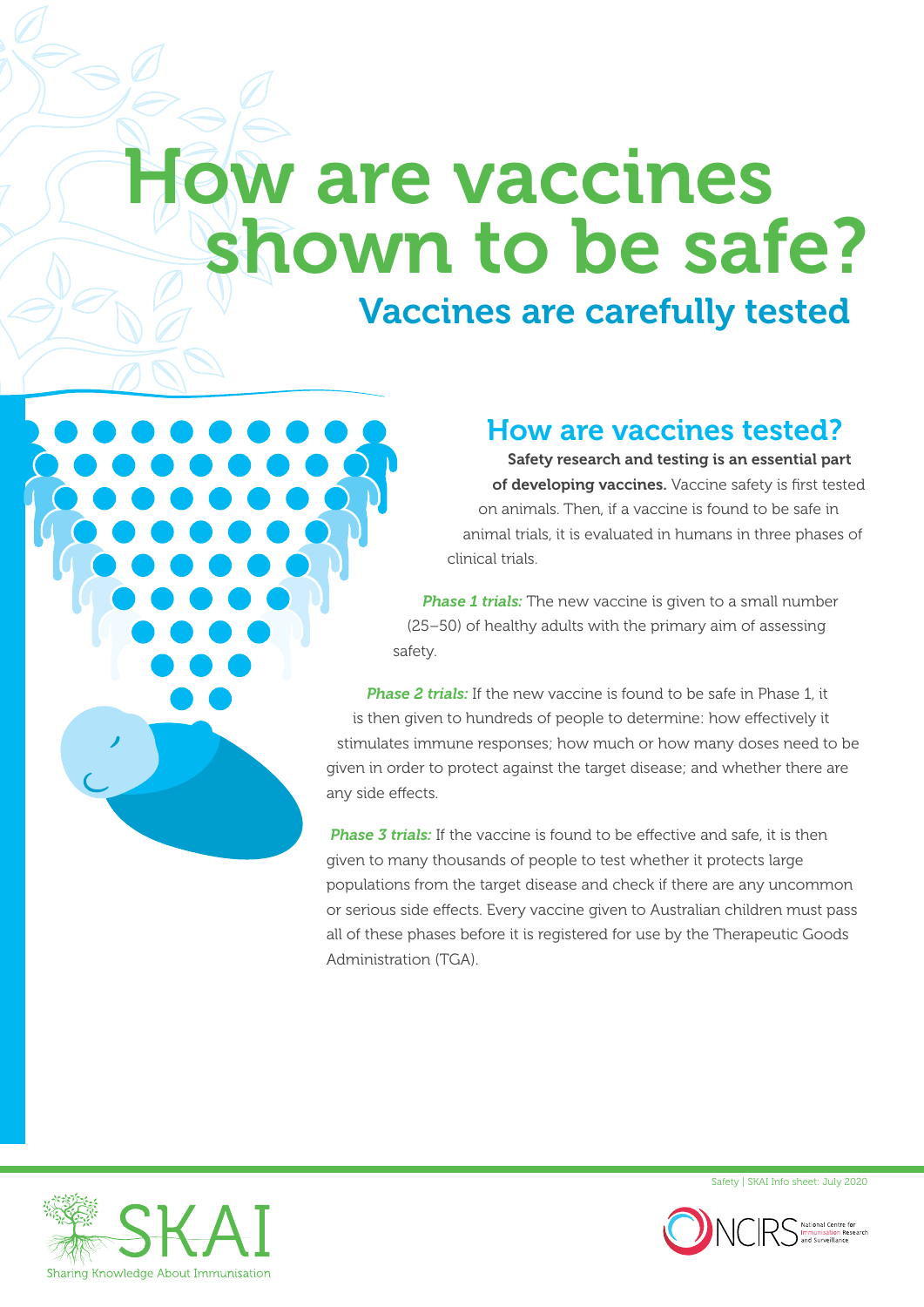# How are vaccines shown to be safe?

## Vaccines are carefully tested

### How are vaccines tested?

**Safety research and testing is an essential part of developing vaccines.** Vaccine safety is first tested on animals. Then, if a vaccine is found to be safe in animal trials, it is evaluated in humans in three phases of clinical trials.

***Phase 1 trials:*** The new vaccine is given to a small number (25–50) of healthy adults with the primary aim of assessing safety.

***Phase 2 trials:*** If the new vaccine is found to be safe in Phase 1, it is then given to hundreds of people to determine: how effectively it stimulates immune responses; how much or how many doses need to be given in order to protect against the target disease; and whether there are any side effects.

***Phase 3 trials:*** If the vaccine is found to be effective and safe, it is then given to many thousands of people to test whether it protects large populations from the target disease and check if there are any uncommon or serious side effects. Every vaccine given to Australian children must pass all of these phases before it is registered for use by the Therapeutic Goods Administration (TGA).

Safety | SKAI Info sheet: July 2020

SKAI Sharing Knowledge About Immunisation

NCIRS National Centre for Immunisation Research and Surveillance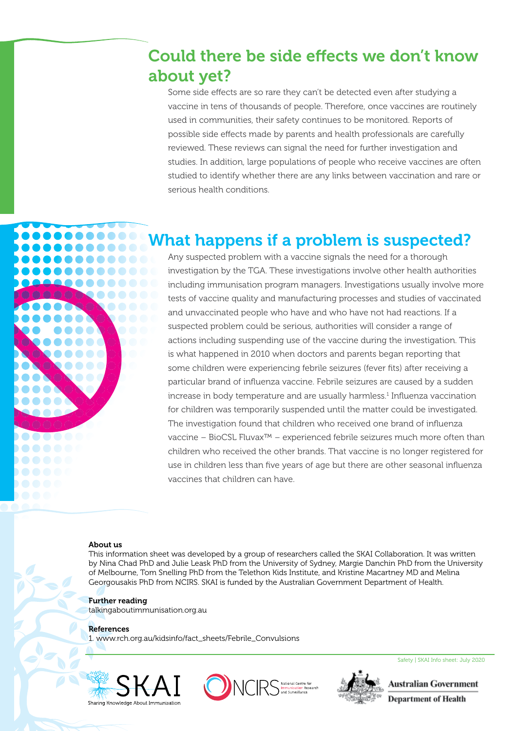## Could there be side effects we don't know about yet?

Some side effects are so rare they can't be detected even after studying a vaccine in tens of thousands of people. Therefore, once vaccines are routinely used in communities, their safety continues to be monitored. Reports of possible side effects made by parents and health professionals are carefully reviewed. These reviews can signal the need for further investigation and studies. In addition, large populations of people who receive vaccines are often studied to identify whether there are any links between vaccination and rare or serious health conditions.

## What happens if a problem is suspected?

Any suspected problem with a vaccine signals the need for a thorough investigation by the TGA. These investigations involve other health authorities including immunisation program managers. Investigations usually involve more tests of vaccine quality and manufacturing processes and studies of vaccinated and unvaccinated people who have and who have not had reactions. If a suspected problem could be serious, authorities will consider a range of actions including suspending use of the vaccine during the investigation. This is what happened in 2010 when doctors and parents began reporting that some children were experiencing febrile seizures (fever fits) after receiving a particular brand of influenza vaccine. Febrile seizures are caused by a sudden increase in body temperature and are usually harmless.[1] Influenza vaccination for children was temporarily suspended until the matter could be investigated. The investigation found that children who received one brand of influenza vaccine – BioCSL Fluvax™ – experienced febrile seizures much more often than children who received the other brands. That vaccine is no longer registered for use in children less than five years of age but there are other seasonal influenza vaccines that children can have.

**About us**

This information sheet was developed by a group of researchers called the SKAI Collaboration. It was written by Nina Chad PhD and Julie Leask PhD from the University of Sydney, Margie Danchin PhD from the University of Melbourne, Tom Snelling PhD from the Telethon Kids Institute, and Kristine Macartney MD and Melina Georgousakis PhD from NCIRS. SKAI is funded by the Australian Government Department of Health.

**Further reading**

talkingaboutimmunisation.org.au

**References**

1. www.rch.org.au/kidsinfo/fact_sheets/Febrile_Convulsions

Safety | SKAI Info sheet: July 2020

SKAI Sharing Knowledge About Immunisation

NCIRS National Centre for Immunisation Research and Surveillance

Australian Government Department of Health